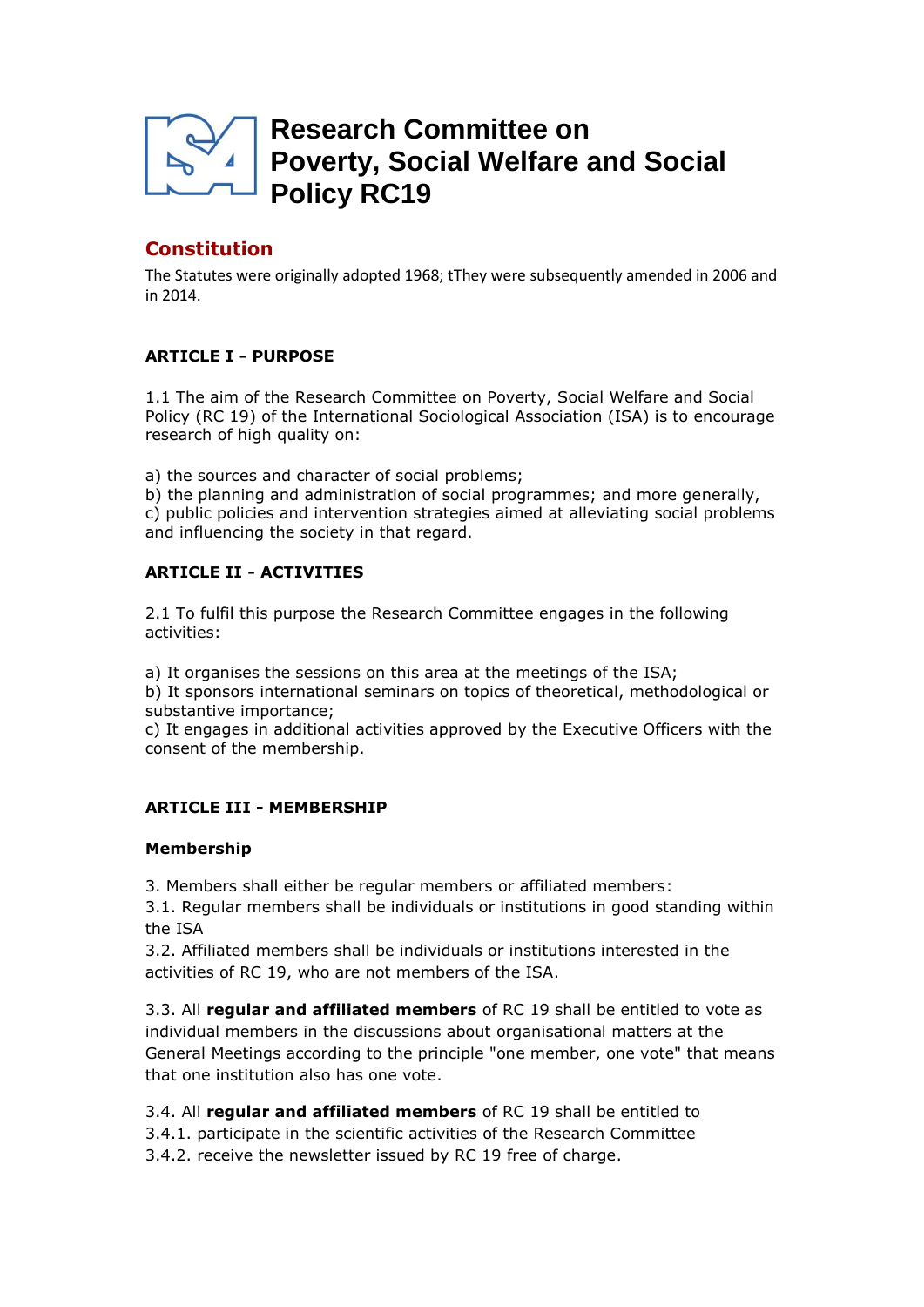# Research Committee on Poverty, Social Welfare and Social Policy RC19

## Constitution

The Statutes were originally adopted 1968; tThey were subsequently amended in 2006 and in 2014.

### ARTICLE I - PURPOSE

1.1 The aim of the Research Committee on Poverty, Social Welfare and Social Policy (RC 19) of the International Sociological Association (ISA) is to encourage research of high quality on:

a) the sources and character of social problems;
b) the planning and administration of social programmes; and more generally,
c) public policies and intervention strategies aimed at alleviating social problems and influencing the society in that regard.

### ARTICLE II - ACTIVITIES

2.1 To fulfil this purpose the Research Committee engages in the following activities:

a) It organises the sessions on this area at the meetings of the ISA;
b) It sponsors international seminars on topics of theoretical, methodological or substantive importance;
c) It engages in additional activities approved by the Executive Officers with the consent of the membership.

### ARTICLE III - MEMBERSHIP

#### Membership

3. Members shall either be regular members or affiliated members:
3.1. Regular members shall be individuals or institutions in good standing within the ISA
3.2. Affiliated members shall be individuals or institutions interested in the activities of RC 19, who are not members of the ISA.

3.3. All **regular and affiliated members** of RC 19 shall be entitled to vote as individual members in the discussions about organisational matters at the General Meetings according to the principle "one member, one vote" that means that one institution also has one vote.

3.4. All **regular and affiliated members** of RC 19 shall be entitled to
3.4.1. participate in the scientific activities of the Research Committee
3.4.2. receive the newsletter issued by RC 19 free of charge.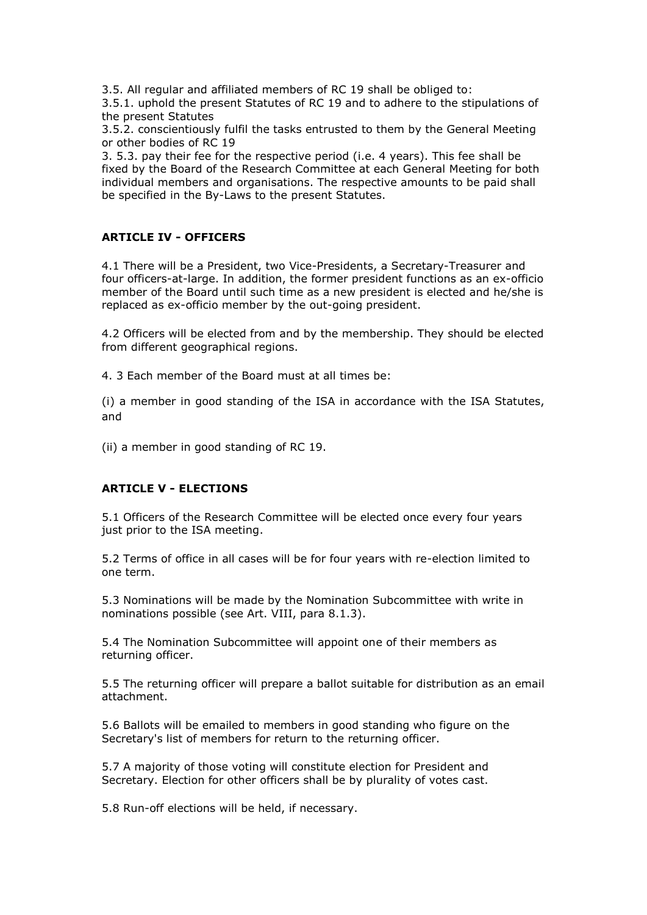3.5. All regular and affiliated members of RC 19 shall be obliged to:

3.5.1. uphold the present Statutes of RC 19 and to adhere to the stipulations of the present Statutes

3.5.2. conscientiously fulfil the tasks entrusted to them by the General Meeting or other bodies of RC 19

3. 5.3. pay their fee for the respective period (i.e. 4 years). This fee shall be fixed by the Board of the Research Committee at each General Meeting for both individual members and organisations. The respective amounts to be paid shall be specified in the By-Laws to the present Statutes.

## ARTICLE IV - OFFICERS

4.1 There will be a President, two Vice-Presidents, a Secretary-Treasurer and four officers-at-large. In addition, the former president functions as an ex-officio member of the Board until such time as a new president is elected and he/she is replaced as ex-officio member by the out-going president.

4.2 Officers will be elected from and by the membership. They should be elected from different geographical regions.

4. 3 Each member of the Board must at all times be:

(i) a member in good standing of the ISA in accordance with the ISA Statutes, and

(ii) a member in good standing of RC 19.

## ARTICLE V - ELECTIONS

5.1 Officers of the Research Committee will be elected once every four years just prior to the ISA meeting.

5.2 Terms of office in all cases will be for four years with re-election limited to one term.

5.3 Nominations will be made by the Nomination Subcommittee with write in nominations possible (see Art. VIII, para 8.1.3).

5.4 The Nomination Subcommittee will appoint one of their members as returning officer.

5.5 The returning officer will prepare a ballot suitable for distribution as an email attachment.

5.6 Ballots will be emailed to members in good standing who figure on the Secretary's list of members for return to the returning officer.

5.7 A majority of those voting will constitute election for President and Secretary. Election for other officers shall be by plurality of votes cast.

5.8 Run-off elections will be held, if necessary.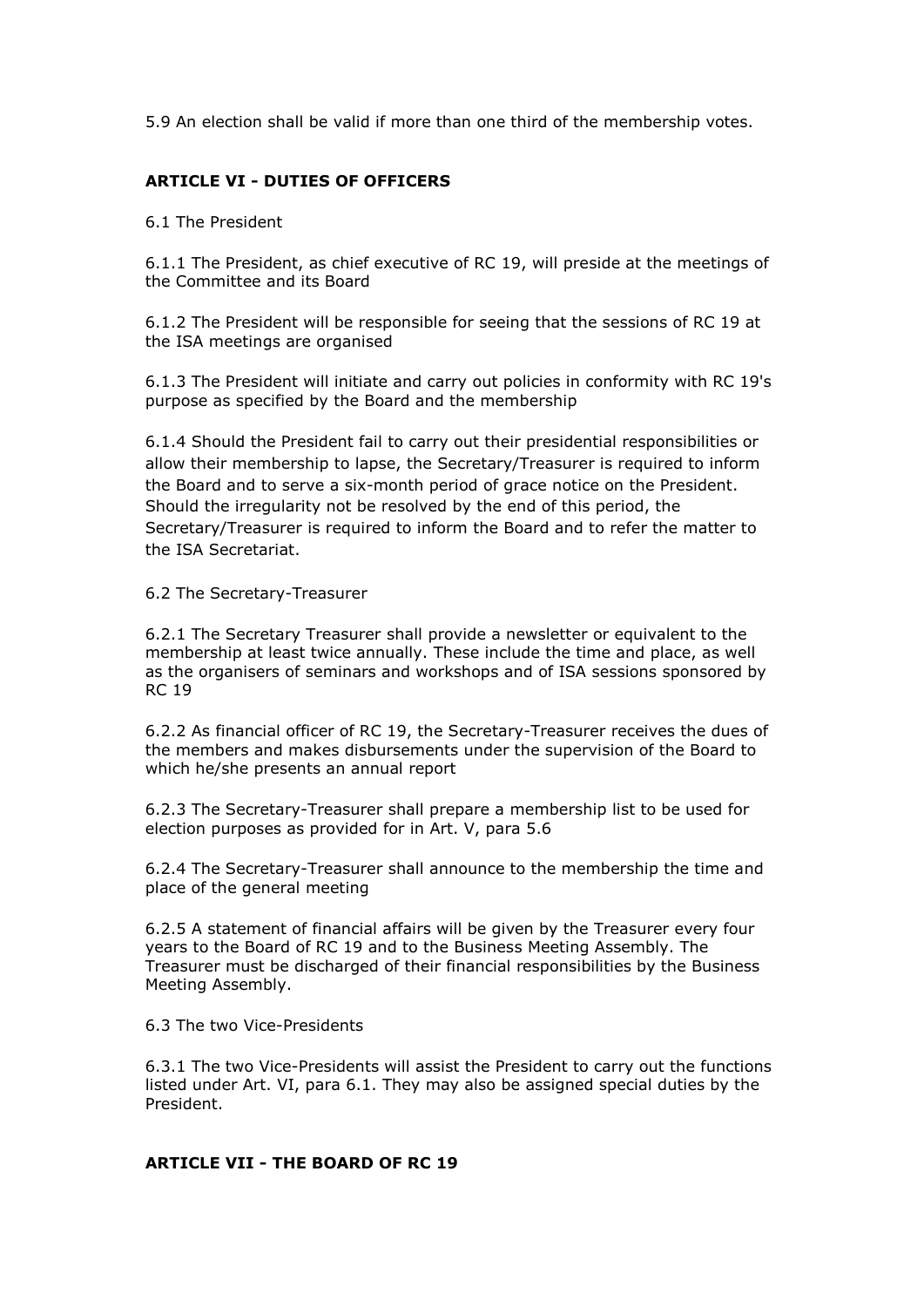5.9 An election shall be valid if more than one third of the membership votes.

## ARTICLE VI - DUTIES OF OFFICERS

6.1 The President

6.1.1 The President, as chief executive of RC 19, will preside at the meetings of the Committee and its Board

6.1.2 The President will be responsible for seeing that the sessions of RC 19 at the ISA meetings are organised

6.1.3 The President will initiate and carry out policies in conformity with RC 19's purpose as specified by the Board and the membership

6.1.4 Should the President fail to carry out their presidential responsibilities or allow their membership to lapse, the Secretary/Treasurer is required to inform the Board and to serve a six-month period of grace notice on the President. Should the irregularity not be resolved by the end of this period, the Secretary/Treasurer is required to inform the Board and to refer the matter to the ISA Secretariat.

6.2 The Secretary-Treasurer

6.2.1 The Secretary Treasurer shall provide a newsletter or equivalent to the membership at least twice annually. These include the time and place, as well as the organisers of seminars and workshops and of ISA sessions sponsored by RC 19

6.2.2 As financial officer of RC 19, the Secretary-Treasurer receives the dues of the members and makes disbursements under the supervision of the Board to which he/she presents an annual report

6.2.3 The Secretary-Treasurer shall prepare a membership list to be used for election purposes as provided for in Art. V, para 5.6

6.2.4 The Secretary-Treasurer shall announce to the membership the time and place of the general meeting

6.2.5 A statement of financial affairs will be given by the Treasurer every four years to the Board of RC 19 and to the Business Meeting Assembly. The Treasurer must be discharged of their financial responsibilities by the Business Meeting Assembly.

6.3 The two Vice-Presidents

6.3.1 The two Vice-Presidents will assist the President to carry out the functions listed under Art. VI, para 6.1. They may also be assigned special duties by the President.

## ARTICLE VII - THE BOARD OF RC 19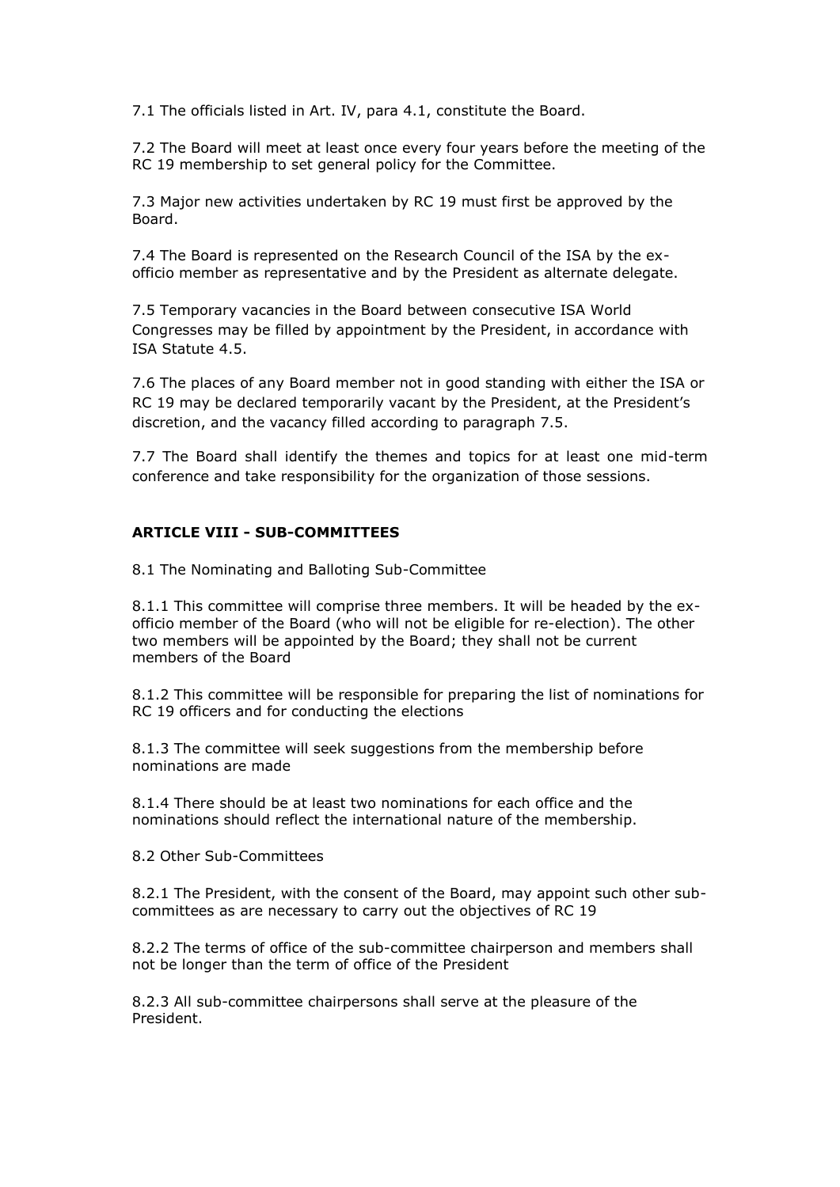7.1 The officials listed in Art. IV, para 4.1, constitute the Board.

7.2 The Board will meet at least once every four years before the meeting of the RC 19 membership to set general policy for the Committee.

7.3 Major new activities undertaken by RC 19 must first be approved by the Board.

7.4 The Board is represented on the Research Council of the ISA by the ex-officio member as representative and by the President as alternate delegate.

7.5 Temporary vacancies in the Board between consecutive ISA World Congresses may be filled by appointment by the President, in accordance with ISA Statute 4.5.

7.6 The places of any Board member not in good standing with either the ISA or RC 19 may be declared temporarily vacant by the President, at the President's discretion, and the vacancy filled according to paragraph 7.5.

7.7 The Board shall identify the themes and topics for at least one mid-term conference and take responsibility for the organization of those sessions.

## ARTICLE VIII - SUB-COMMITTEES

8.1 The Nominating and Balloting Sub-Committee

8.1.1 This committee will comprise three members. It will be headed by the ex-officio member of the Board (who will not be eligible for re-election). The other two members will be appointed by the Board; they shall not be current members of the Board

8.1.2 This committee will be responsible for preparing the list of nominations for RC 19 officers and for conducting the elections

8.1.3 The committee will seek suggestions from the membership before nominations are made

8.1.4 There should be at least two nominations for each office and the nominations should reflect the international nature of the membership.

8.2 Other Sub-Committees

8.2.1 The President, with the consent of the Board, may appoint such other sub-committees as are necessary to carry out the objectives of RC 19

8.2.2 The terms of office of the sub-committee chairperson and members shall not be longer than the term of office of the President

8.2.3 All sub-committee chairpersons shall serve at the pleasure of the President.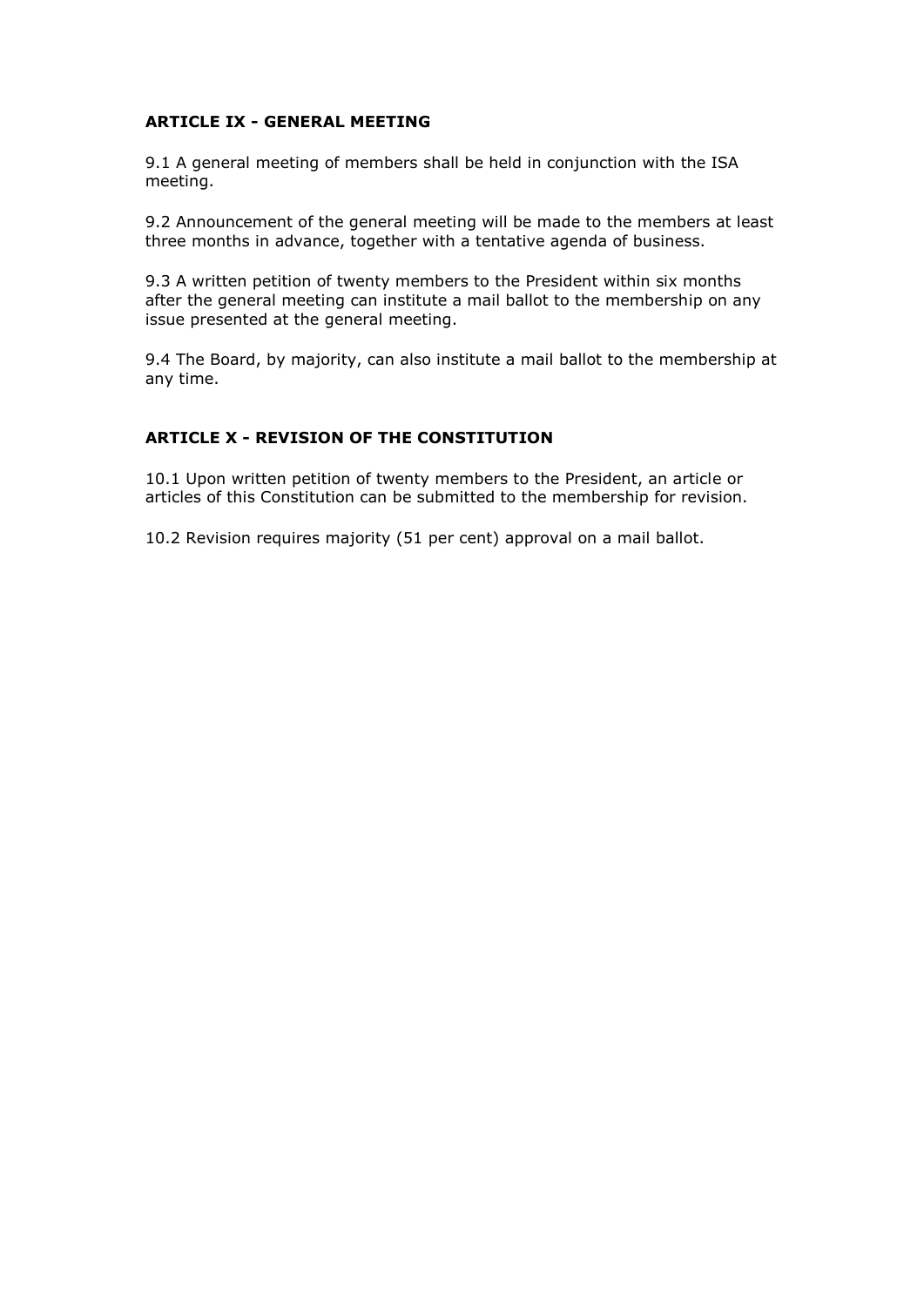**ARTICLE IX - GENERAL MEETING**

9.1 A general meeting of members shall be held in conjunction with the ISA meeting.

9.2 Announcement of the general meeting will be made to the members at least three months in advance, together with a tentative agenda of business.

9.3 A written petition of twenty members to the President within six months after the general meeting can institute a mail ballot to the membership on any issue presented at the general meeting.

9.4 The Board, by majority, can also institute a mail ballot to the membership at any time.

**ARTICLE X - REVISION OF THE CONSTITUTION**

10.1 Upon written petition of twenty members to the President, an article or articles of this Constitution can be submitted to the membership for revision.

10.2 Revision requires majority (51 per cent) approval on a mail ballot.